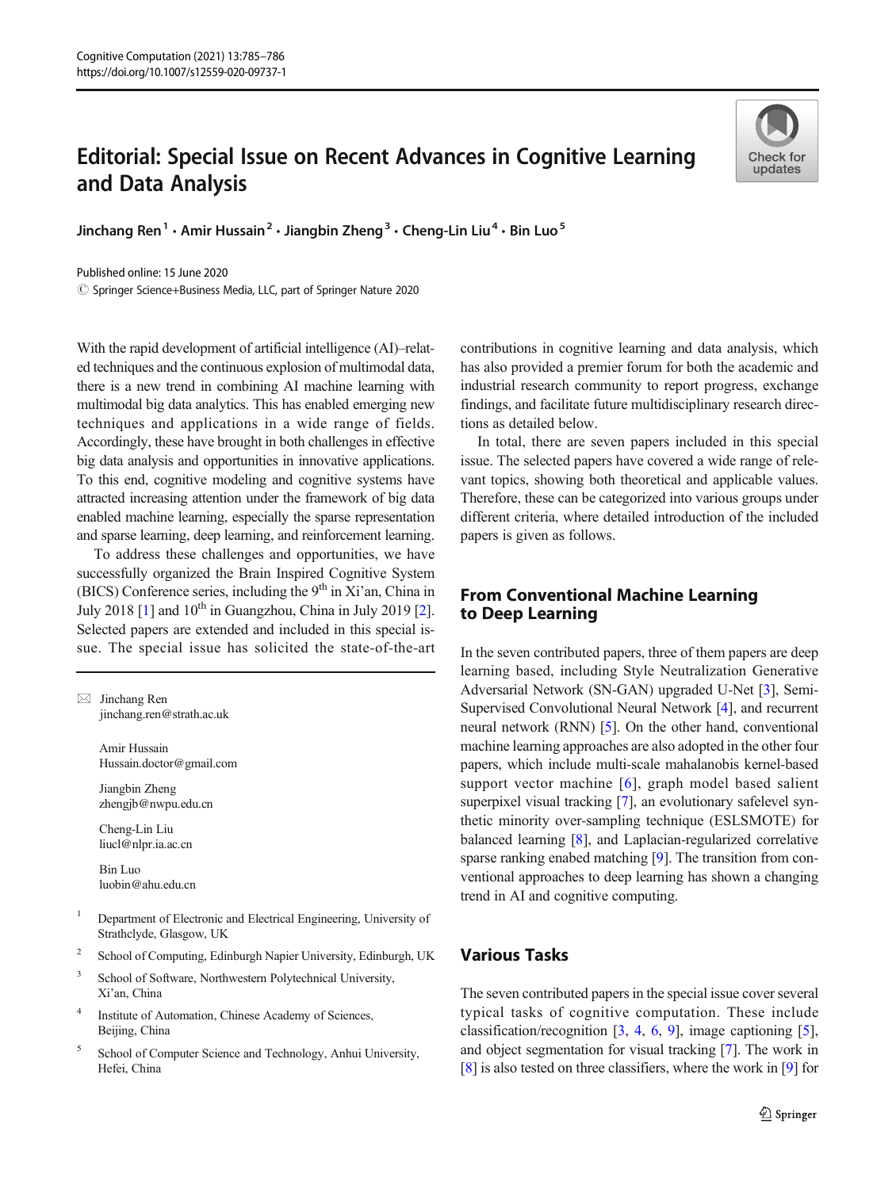# Editorial: Special Issue on Recent Advances in Cognitive Learning and Data Analysis

Jinchang Ren[1] · Amir Hussain[2] · Jiangbin Zheng[3] · Cheng-Lin Liu[4] · Bin Luo[5]

Published online: 15 June 2020
© Springer Science+Business Media, LLC, part of Springer Nature 2020

With the rapid development of artificial intelligence (AI)–related techniques and the continuous explosion of multimodal data, there is a new trend in combining AI machine learning with multimodal big data analytics. This has enabled emerging new techniques and applications in a wide range of fields. Accordingly, these have brought in both challenges in effective big data analysis and opportunities in innovative applications. To this end, cognitive modeling and cognitive systems have attracted increasing attention under the framework of big data enabled machine learning, especially the sparse representation and sparse learning, deep learning, and reinforcement learning.

To address these challenges and opportunities, we have successfully organized the Brain Inspired Cognitive System (BICS) Conference series, including the 9th in Xi'an, China in July 2018 [1] and 10th in Guangzhou, China in July 2019 [2]. Selected papers are extended and included in this special issue. The special issue has solicited the state-of-the-art contributions in cognitive learning and data analysis, which has also provided a premier forum for both the academic and industrial research community to report progress, exchange findings, and facilitate future multidisciplinary research directions as detailed below.

In total, there are seven papers included in this special issue. The selected papers have covered a wide range of relevant topics, showing both theoretical and applicable values. Therefore, these can be categorized into various groups under different criteria, where detailed introduction of the included papers is given as follows.

## From Conventional Machine Learning to Deep Learning

In the seven contributed papers, three of them papers are deep learning based, including Style Neutralization Generative Adversarial Network (SN-GAN) upgraded U-Net [3], Semi-Supervised Convolutional Neural Network [4], and recurrent neural network (RNN) [5]. On the other hand, conventional machine learning approaches are also adopted in the other four papers, which include multi-scale mahalanobis kernel-based support vector machine [6], graph model based salient superpixel visual tracking [7], an evolutionary safelevel synthetic minority over-sampling technique (ESLSMOTE) for balanced learning [8], and Laplacian-regularized correlative sparse ranking enabed matching [9]. The transition from conventional approaches to deep learning has shown a changing trend in AI and cognitive computing.

## Various Tasks

The seven contributed papers in the special issue cover several typical tasks of cognitive computation. These include classification/recognition [3, 4, 6, 9], image captioning [5], and object segmentation for visual tracking [7]. The work in [8] is also tested on three classifiers, where the work in [9] for

---

✉ Jinchang Ren
jinchang.ren@strath.ac.uk

Amir Hussain
Hussain.doctor@gmail.com

Jiangbin Zheng
zhengjb@nwpu.edu.cn

Cheng-Lin Liu
liucl@nlpr.ia.ac.cn

Bin Luo
luobin@ahu.edu.cn

1 Department of Electronic and Electrical Engineering, University of Strathclyde, Glasgow, UK

2 School of Computing, Edinburgh Napier University, Edinburgh, UK

3 School of Software, Northwestern Polytechnical University, Xi'an, China

4 Institute of Automation, Chinese Academy of Sciences, Beijing, China

5 School of Computer Science and Technology, Anhui University, Hefei, China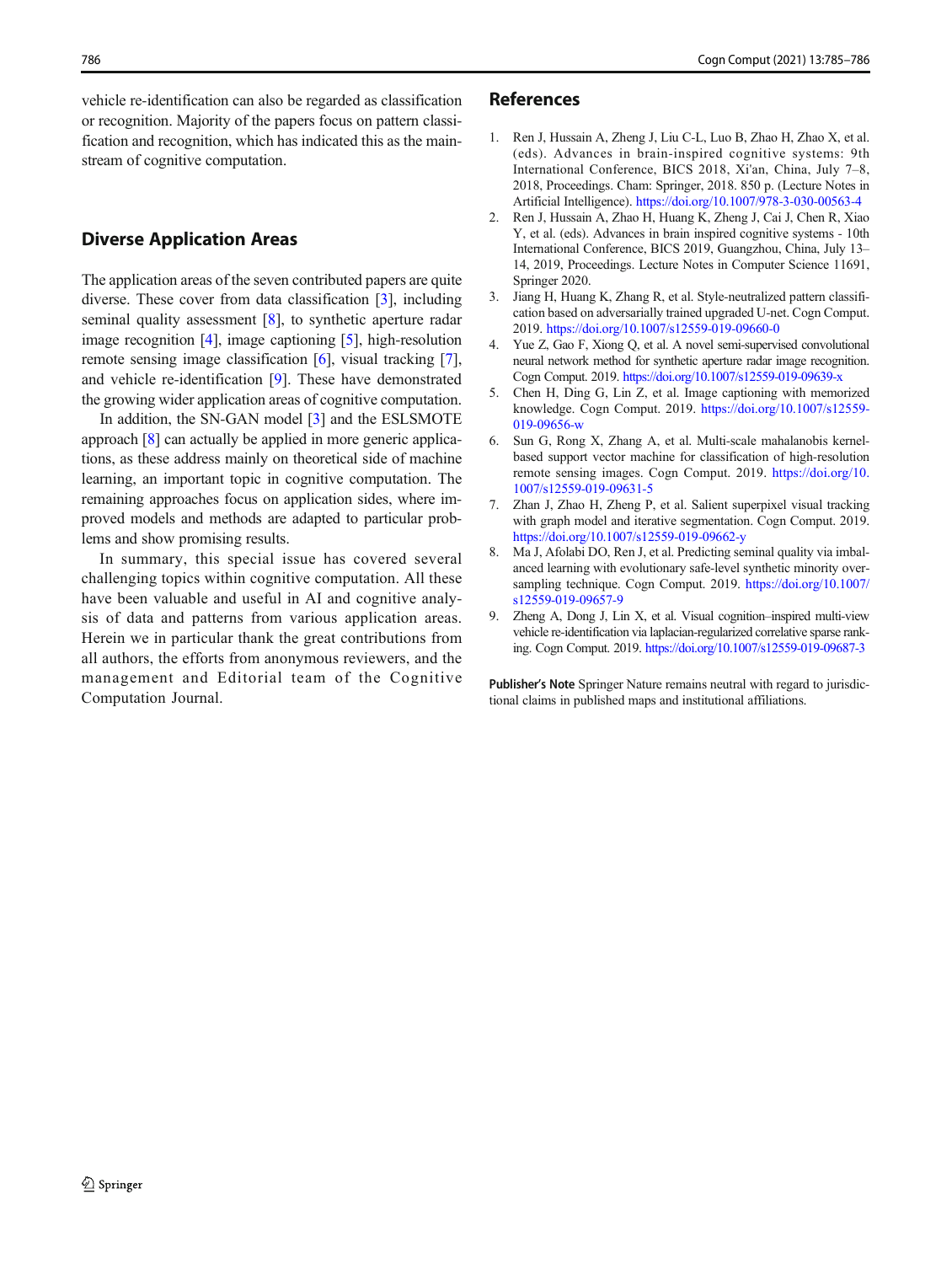vehicle re-identification can also be regarded as classification or recognition. Majority of the papers focus on pattern classification and recognition, which has indicated this as the mainstream of cognitive computation.

## Diverse Application Areas

The application areas of the seven contributed papers are quite diverse. These cover from data classification [3], including seminal quality assessment [8], to synthetic aperture radar image recognition [4], image captioning [5], high-resolution remote sensing image classification [6], visual tracking [7], and vehicle re-identification [9]. These have demonstrated the growing wider application areas of cognitive computation.

In addition, the SN-GAN model [3] and the ESLSMOTE approach [8] can actually be applied in more generic applications, as these address mainly on theoretical side of machine learning, an important topic in cognitive computation. The remaining approaches focus on application sides, where improved models and methods are adapted to particular problems and show promising results.

In summary, this special issue has covered several challenging topics within cognitive computation. All these have been valuable and useful in AI and cognitive analysis of data and patterns from various application areas. Herein we in particular thank the great contributions from all authors, the efforts from anonymous reviewers, and the management and Editorial team of the Cognitive Computation Journal.

## References

1. Ren J, Hussain A, Zheng J, Liu C-L, Luo B, Zhao H, Zhao X, et al. (eds). Advances in brain-inspired cognitive systems: 9th International Conference, BICS 2018, Xi'an, China, July 7–8, 2018, Proceedings. Cham: Springer, 2018. 850 p. (Lecture Notes in Artificial Intelligence). https://doi.org/10.1007/978-3-030-00563-4
2. Ren J, Hussain A, Zhao H, Huang K, Zheng J, Cai J, Chen R, Xiao Y, et al. (eds). Advances in brain inspired cognitive systems - 10th International Conference, BICS 2019, Guangzhou, China, July 13–14, 2019, Proceedings. Lecture Notes in Computer Science 11691, Springer 2020.
3. Jiang H, Huang K, Zhang R, et al. Style-neutralized pattern classification based on adversarially trained upgraded U-net. Cogn Comput. 2019. https://doi.org/10.1007/s12559-019-09660-0
4. Yue Z, Gao F, Xiong Q, et al. A novel semi-supervised convolutional neural network method for synthetic aperture radar image recognition. Cogn Comput. 2019. https://doi.org/10.1007/s12559-019-09639-x
5. Chen H, Ding G, Lin Z, et al. Image captioning with memorized knowledge. Cogn Comput. 2019. https://doi.org/10.1007/s12559-019-09656-w
6. Sun G, Rong X, Zhang A, et al. Multi-scale mahalanobis kernel-based support vector machine for classification of high-resolution remote sensing images. Cogn Comput. 2019. https://doi.org/10.1007/s12559-019-09631-5
7. Zhan J, Zhao H, Zheng P, et al. Salient superpixel visual tracking with graph model and iterative segmentation. Cogn Comput. 2019. https://doi.org/10.1007/s12559-019-09662-y
8. Ma J, Afolabi DO, Ren J, et al. Predicting seminal quality via imbalanced learning with evolutionary safe-level synthetic minority oversampling technique. Cogn Comput. 2019. https://doi.org/10.1007/s12559-019-09657-9
9. Zheng A, Dong J, Lin X, et al. Visual cognition–inspired multi-view vehicle re-identification via laplacian-regularized correlative sparse ranking. Cogn Comput. 2019. https://doi.org/10.1007/s12559-019-09687-3

**Publisher's Note** Springer Nature remains neutral with regard to jurisdictional claims in published maps and institutional affiliations.